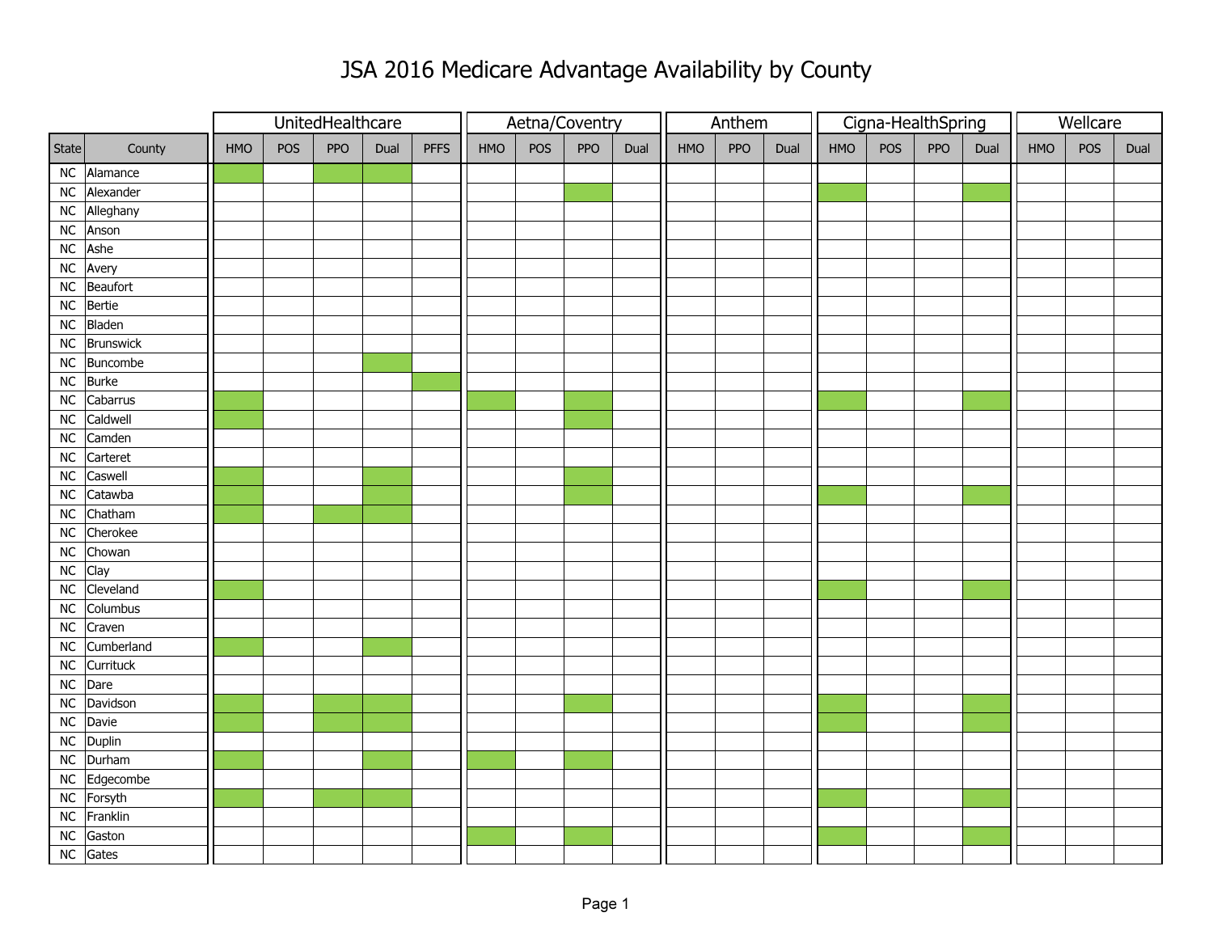# JSA 2016 Medicare Advantage Availability by County

| | | UnitedHealthcare | | | | | Aetna/Coventry | | | | Anthem | | | Cigna-HealthSpring | | | | Wellcare | | |
|---|---|---|---|---|---|---|---|---|---|---|---|---|---|---|---|---|---|---|---|---|
| State | County | HMO | POS | PPO | Dual | PFFS | HMO | POS | PPO | Dual | HMO | PPO | Dual | HMO | POS | PPO | Dual | HMO | POS | Dual |
| NC | Alamance | X | | X | X | | | | | | | | | | | | | | | |
| NC | Alexander | | | | | | | | X | | | | | X | | | X | | | |
| NC | Alleghany | | | | | | | | | | | | | | | | | | | |
| NC | Anson | | | | | | | | | | | | | | | | | | | |
| NC | Ashe | | | | | | | | | | | | | | | | | | | |
| NC | Avery | | | | | | | | | | | | | | | | | | | |
| NC | Beaufort | | | | | | | | | | | | | | | | | | | |
| NC | Bertie | | | | | | | | | | | | | | | | | | | |
| NC | Bladen | | | | | | | | | | | | | | | | | | | |
| NC | Brunswick | | | | | | | | | | | | | | | | | | | |
| NC | Buncombe | | | | X | | | | | | | | | | | | | | | |
| NC | Burke | | | | | X | | | | | | | | | | | | | | |
| NC | Cabarrus | X | | | | | X | | X | | | | | X | | | X | | | |
| NC | Caldwell | X | | | | | | | X | | | | | | | | | | | |
| NC | Camden | | | | | | | | | | | | | | | | | | | |
| NC | Carteret | | | | | | | | | | | | | | | | | | | |
| NC | Caswell | X | | | X | | | | X | | | | | | | | | | | |
| NC | Catawba | X | | | X | | | | X | | | | | X | | | X | | | |
| NC | Chatham | X | | X | X | | | | | | | | | | | | | | | |
| NC | Cherokee | | | | | | | | | | | | | | | | | | | |
| NC | Chowan | | | | | | | | | | | | | | | | | | | |
| NC | Clay | | | | | | | | | | | | | | | | | | | |
| NC | Cleveland | X | | | | | | | | | | | | X | | | X | | | |
| NC | Columbus | | | | | | | | | | | | | | | | | | | |
| NC | Craven | | | | | | | | | | | | | | | | | | | |
| NC | Cumberland | X | | | X | | | | | | | | | | | | | | | |
| NC | Currituck | | | | | | | | | | | | | | | | | | | |
| NC | Dare | | | | | | | | | | | | | | | | | | | |
| NC | Davidson | X | | X | X | | | | X | | | | | X | | | X | | | |
| NC | Davie | X | | X | X | | | | | | | | | X | | | X | | | |
| NC | Duplin | | | | | | | | | | | | | | | | | | | |
| NC | Durham | X | | | X | | X | | X | | | | | | | | | | | |
| NC | Edgecombe | | | | | | | | | | | | | | | | | | | |
| NC | Forsyth | X | | X | X | | | | | | | | | X | | | X | | | |
| NC | Franklin | | | | | | | | | | | | | | | | | | | |
| NC | Gaston | | | | | | X | | X | | | | | X | | | X | | | |
| NC | Gates | | | | | | | | | | | | | | | | | | | |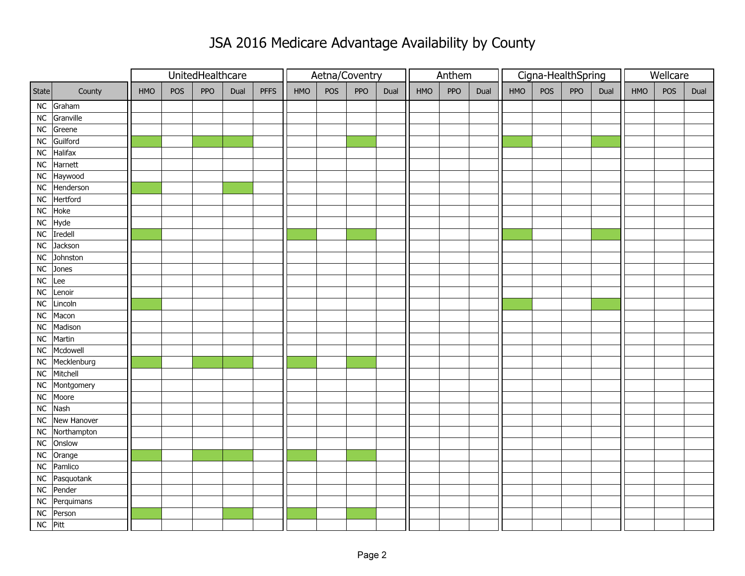# JSA 2016 Medicare Advantage Availability by County

Note: an X marks a cell shaded green in the original, which indicates the plan is available.

| | | UnitedHealthcare | | | | | Aetna/Coventry | | | | Anthem | | | Cigna-HealthSpring | | | | Wellcare | | |
|---|---|---|---|---|---|---|---|---|---|---|---|---|---|---|---|---|---|---|---|---|
| State | County | HMO | POS | PPO | Dual | PFFS | HMO | POS | PPO | Dual | HMO | PPO | Dual | HMO | POS | PPO | Dual | HMO | POS | Dual |
| NC | Graham | | | | | | | | | | | | | | | | | | | |
| NC | Granville | | | | | | | | | | | | | | | | | | | |
| NC | Greene | | | | | | | | | | | | | | | | | | | |
| NC | Guilford | X | | X | X | | | | X | | | | | X | | | X | | | |
| NC | Halifax | | | | | | | | | | | | | | | | | | | |
| NC | Harnett | | | | | | | | | | | | | | | | | | | |
| NC | Haywood | | | | | | | | | | | | | | | | | | | |
| NC | Henderson | X | | | X | | | | | | | | | | | | | | | |
| NC | Hertford | | | | | | | | | | | | | | | | | | | |
| NC | Hoke | | | | | | | | | | | | | | | | | | | |
| NC | Hyde | | | | | | | | | | | | | | | | | | | |
| NC | Iredell | X | | | | | X | | X | | | | | X | | | X | | | |
| NC | Jackson | | | | | | | | | | | | | | | | | | | |
| NC | Johnston | | | | | | | | | | | | | | | | | | | |
| NC | Jones | | | | | | | | | | | | | | | | | | | |
| NC | Lee | | | | | | | | | | | | | | | | | | | |
| NC | Lenoir | | | | | | | | | | | | | | | | | | | |
| NC | Lincoln | X | | | | | | | | | | | | X | | | X | | | |
| NC | Macon | | | | | | | | | | | | | | | | | | | |
| NC | Madison | | | | | | | | | | | | | | | | | | | |
| NC | Martin | | | | | | | | | | | | | | | | | | | |
| NC | Mcdowell | | | | | | | | | | | | | | | | | | | |
| NC | Mecklenburg | X | | X | X | | X | | X | | | | | | | | | | | |
| NC | Mitchell | | | | | | | | | | | | | | | | | | | |
| NC | Montgomery | | | | | | | | | | | | | | | | | | | |
| NC | Moore | | | | | | | | | | | | | | | | | | | |
| NC | Nash | | | | | | | | | | | | | | | | | | | |
| NC | New Hanover | | | | | | | | | | | | | | | | | | | |
| NC | Northampton | | | | | | | | | | | | | | | | | | | |
| NC | Onslow | | | | | | | | | | | | | | | | | | | |
| NC | Orange | X | | X | X | | X | | X | | | | | | | | | | | |
| NC | Pamlico | | | | | | | | | | | | | | | | | | | |
| NC | Pasquotank | | | | | | | | | | | | | | | | | | | |
| NC | Pender | | | | | | | | | | | | | | | | | | | |
| NC | Perquimans | | | | | | | | | | | | | | | | | | | |
| NC | Person | X | | | X | | X | | X | | | | | | | | | | | |
| NC | Pitt | | | | | | | | | | | | | | | | | | | |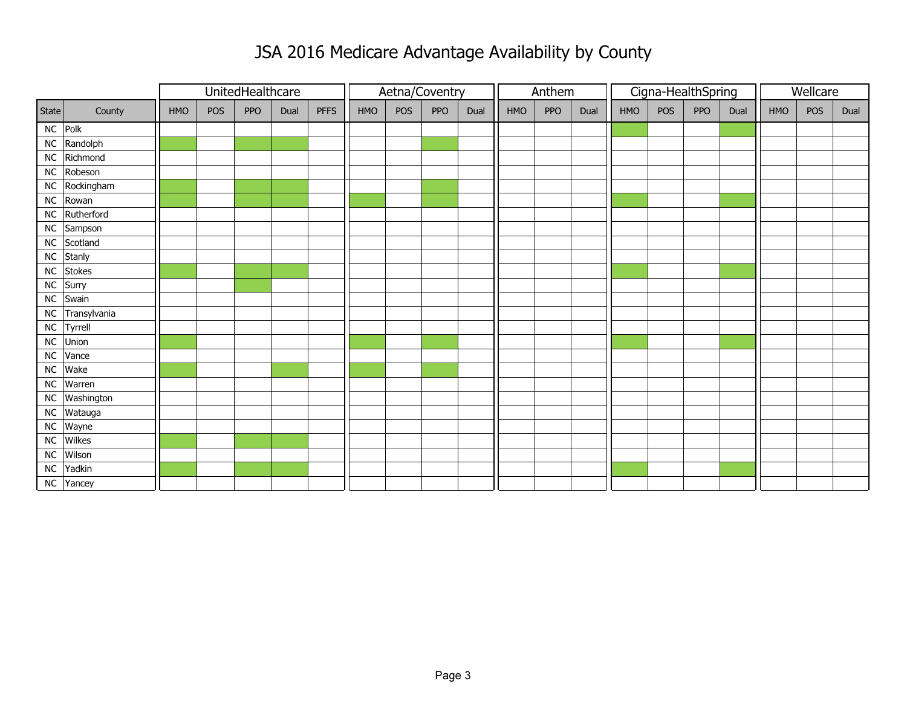# JSA 2016 Medicare Advantage Availability by County

Shaded (green) cells in the source are marked with X below.

| | | UnitedHealthcare | | | | | Aetna/Coventry | | | | Anthem | | | Cigna-HealthSpring | | | | Wellcare | | |
|---|---|---|---|---|---|---|---|---|---|---|---|---|---|---|---|---|---|---|---|---|
| State | County | HMO | POS | PPO | Dual | PFFS | HMO | POS | PPO | Dual | HMO | PPO | Dual | HMO | POS | PPO | Dual | HMO | POS | Dual |
| NC | Polk | | | | | | | | | | | | | X | | | X | | | |
| NC | Randolph | X | | X | X | | | | X | | | | | | | | | | | |
| NC | Richmond | | | | | | | | | | | | | | | | | | | |
| NC | Robeson | | | | | | | | | | | | | | | | | | | |
| NC | Rockingham | X | | X | X | | | | X | | | | | | | | | | | |
| NC | Rowan | X | | X | X | | X | | X | | | | | X | | | X | | | |
| NC | Rutherford | | | | | | | | | | | | | | | | | | | |
| NC | Sampson | | | | | | | | | | | | | | | | | | | |
| NC | Scotland | | | | | | | | | | | | | | | | | | | |
| NC | Stanly | | | | | | | | | | | | | | | | | | | |
| NC | Stokes | X | | X | X | | | | | | | | | X | | | X | | | |
| NC | Surry | | | X | | | | | | | | | | | | | | | | |
| NC | Swain | | | | | | | | | | | | | | | | | | | |
| NC | Transylvania | | | | | | | | | | | | | | | | | | | |
| NC | Tyrrell | | | | | | | | | | | | | | | | | | | |
| NC | Union | X | | | | | X | | X | | | | | X | | | X | | | |
| NC | Vance | | | | | | | | | | | | | | | | | | | |
| NC | Wake | X | | | X | | X | | X | | | | | | | | | | | |
| NC | Warren | | | | | | | | | | | | | | | | | | | |
| NC | Washington | | | | | | | | | | | | | | | | | | | |
| NC | Watauga | | | | | | | | | | | | | | | | | | | |
| NC | Wayne | | | | | | | | | | | | | | | | | | | |
| NC | Wilkes | X | | X | X | | | | | | | | | | | | | | | |
| NC | Wilson | | | | | | | | | | | | | | | | | | | |
| NC | Yadkin | X | | X | X | | | | | | | | | X | | | X | | | |
| NC | Yancey | | | | | | | | | | | | | | | | | | | |